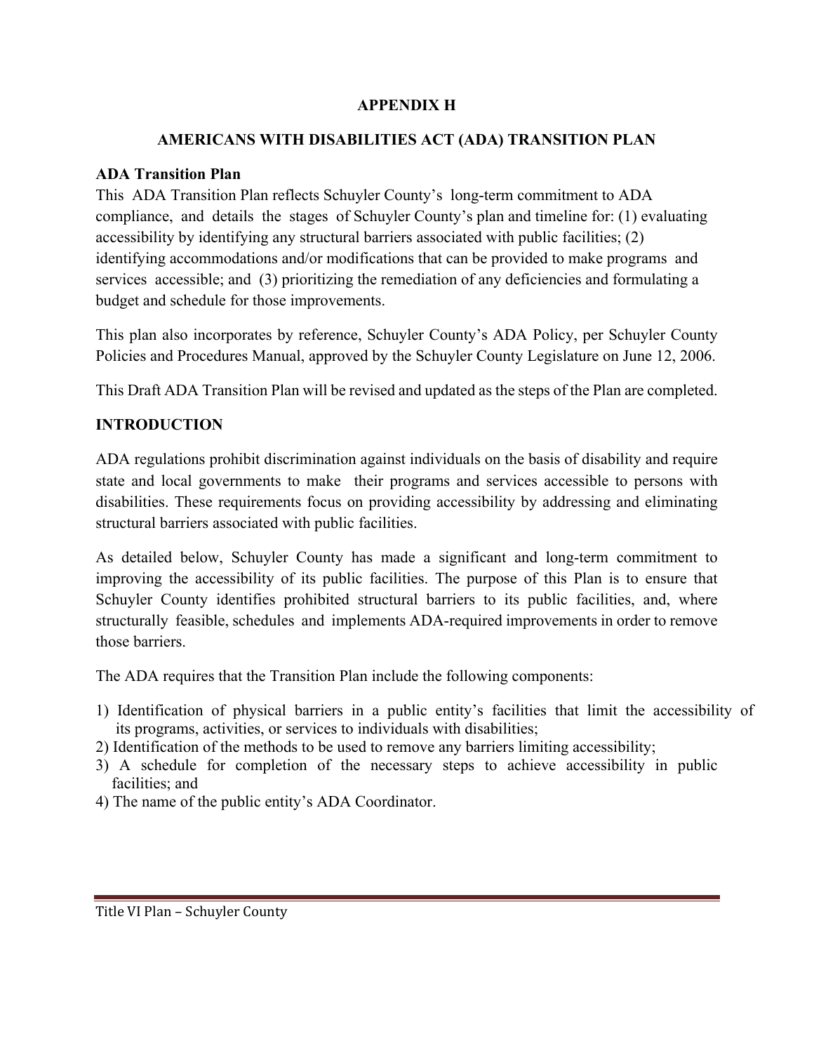# APPENDIX H

## AMERICANS WITH DISABILITIES ACT (ADA) TRANSITION PLAN

### ADA Transition Plan

This ADA Transition Plan reflects Schuyler County's long-term commitment to ADA compliance, and details the stages of Schuyler County's plan and timeline for: (1) evaluating accessibility by identifying any structural barriers associated with public facilities; (2) identifying accommodations and/or modifications that can be provided to make programs and services accessible; and (3) prioritizing the remediation of any deficiencies and formulating a budget and schedule for those improvements.

This plan also incorporates by reference, Schuyler County's ADA Policy, per Schuyler County Policies and Procedures Manual, approved by the Schuyler County Legislature on June 12, 2006.

This Draft ADA Transition Plan will be revised and updated as the steps of the Plan are completed.

### INTRODUCTION

ADA regulations prohibit discrimination against individuals on the basis of disability and require state and local governments to make their programs and services accessible to persons with disabilities. These requirements focus on providing accessibility by addressing and eliminating structural barriers associated with public facilities.

As detailed below, Schuyler County has made a significant and long-term commitment to improving the accessibility of its public facilities. The purpose of this Plan is to ensure that Schuyler County identifies prohibited structural barriers to its public facilities, and, where structurally feasible, schedules and implements ADA-required improvements in order to remove those barriers.

The ADA requires that the Transition Plan include the following components:

1) Identification of physical barriers in a public entity's facilities that limit the accessibility of its programs, activities, or services to individuals with disabilities;
2) Identification of the methods to be used to remove any barriers limiting accessibility;
3) A schedule for completion of the necessary steps to achieve accessibility in public facilities; and
4) The name of the public entity's ADA Coordinator.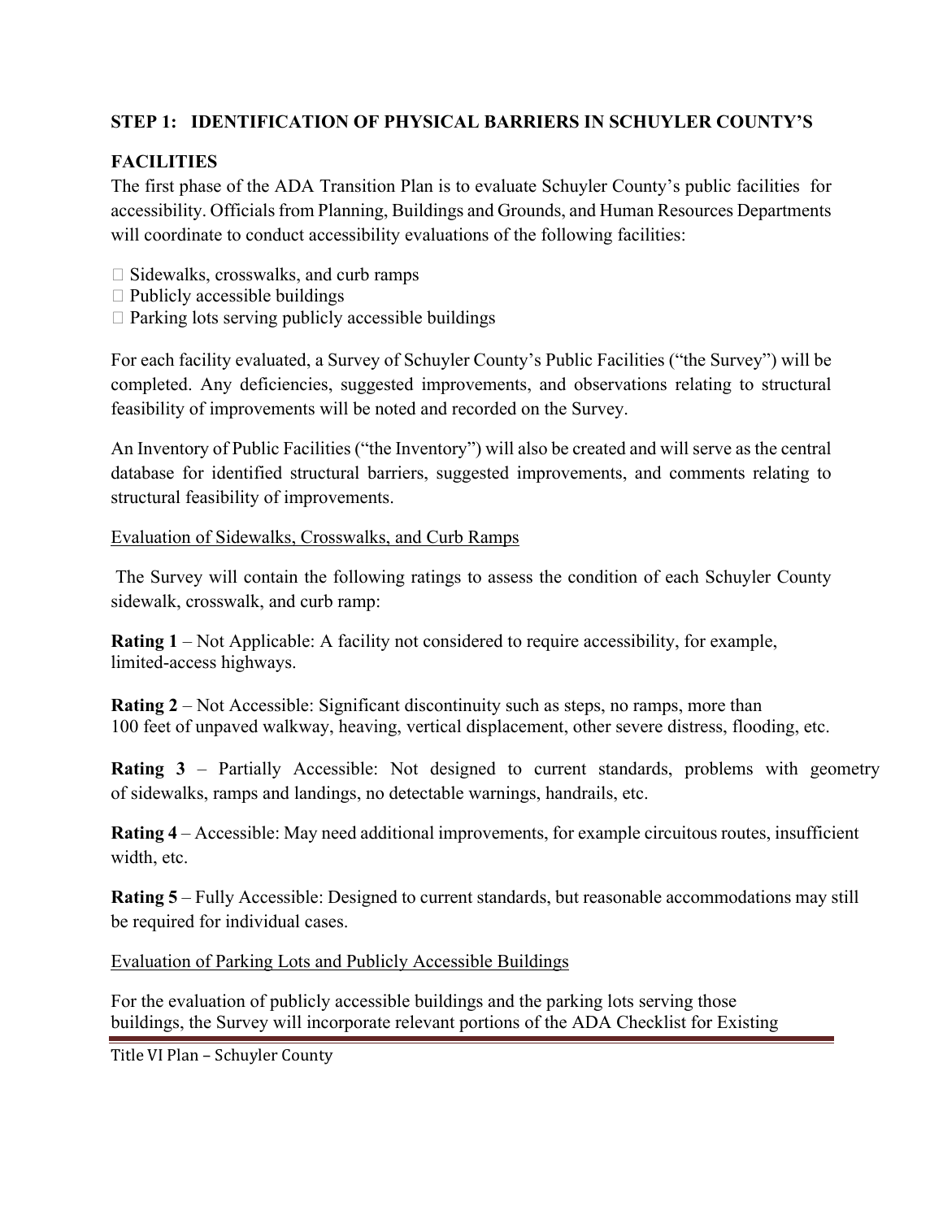**STEP 1: IDENTIFICATION OF PHYSICAL BARRIERS IN SCHUYLER COUNTY'S FACILITIES**

The first phase of the ADA Transition Plan is to evaluate Schuyler County's public facilities for accessibility. Officials from Planning, Buildings and Grounds, and Human Resources Departments will coordinate to conduct accessibility evaluations of the following facilities:

- Sidewalks, crosswalks, and curb ramps
- Publicly accessible buildings
- Parking lots serving publicly accessible buildings

For each facility evaluated, a Survey of Schuyler County's Public Facilities ("the Survey") will be completed. Any deficiencies, suggested improvements, and observations relating to structural feasibility of improvements will be noted and recorded on the Survey.

An Inventory of Public Facilities ("the Inventory") will also be created and will serve as the central database for identified structural barriers, suggested improvements, and comments relating to structural feasibility of improvements.

Evaluation of Sidewalks, Crosswalks, and Curb Ramps

The Survey will contain the following ratings to assess the condition of each Schuyler County sidewalk, crosswalk, and curb ramp:

**Rating 1** – Not Applicable: A facility not considered to require accessibility, for example, limited-access highways.

**Rating 2** – Not Accessible: Significant discontinuity such as steps, no ramps, more than 100 feet of unpaved walkway, heaving, vertical displacement, other severe distress, flooding, etc.

**Rating 3** – Partially Accessible: Not designed to current standards, problems with geometry of sidewalks, ramps and landings, no detectable warnings, handrails, etc.

**Rating 4** – Accessible: May need additional improvements, for example circuitous routes, insufficient width, etc.

**Rating 5** – Fully Accessible: Designed to current standards, but reasonable accommodations may still be required for individual cases.

Evaluation of Parking Lots and Publicly Accessible Buildings

For the evaluation of publicly accessible buildings and the parking lots serving those buildings, the Survey will incorporate relevant portions of the ADA Checklist for Existing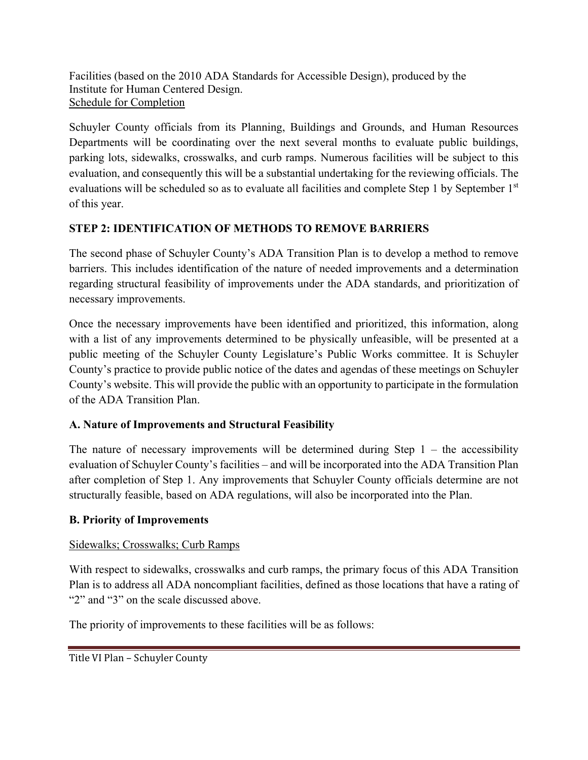Facilities (based on the 2010 ADA Standards for Accessible Design), produced by the Institute for Human Centered Design.

Schedule for Completion

Schuyler County officials from its Planning, Buildings and Grounds, and Human Resources Departments will be coordinating over the next several months to evaluate public buildings, parking lots, sidewalks, crosswalks, and curb ramps. Numerous facilities will be subject to this evaluation, and consequently this will be a substantial undertaking for the reviewing officials. The evaluations will be scheduled so as to evaluate all facilities and complete Step 1 by September 1st of this year.

## STEP 2: IDENTIFICATION OF METHODS TO REMOVE BARRIERS

The second phase of Schuyler County's ADA Transition Plan is to develop a method to remove barriers. This includes identification of the nature of needed improvements and a determination regarding structural feasibility of improvements under the ADA standards, and prioritization of necessary improvements.

Once the necessary improvements have been identified and prioritized, this information, along with a list of any improvements determined to be physically unfeasible, will be presented at a public meeting of the Schuyler County Legislature's Public Works committee. It is Schuyler County's practice to provide public notice of the dates and agendas of these meetings on Schuyler County's website. This will provide the public with an opportunity to participate in the formulation of the ADA Transition Plan.

### A. Nature of Improvements and Structural Feasibility

The nature of necessary improvements will be determined during Step 1 – the accessibility evaluation of Schuyler County's facilities – and will be incorporated into the ADA Transition Plan after completion of Step 1. Any improvements that Schuyler County officials determine are not structurally feasible, based on ADA regulations, will also be incorporated into the Plan.

### B. Priority of Improvements

Sidewalks; Crosswalks; Curb Ramps

With respect to sidewalks, crosswalks and curb ramps, the primary focus of this ADA Transition Plan is to address all ADA noncompliant facilities, defined as those locations that have a rating of "2" and "3" on the scale discussed above.

The priority of improvements to these facilities will be as follows: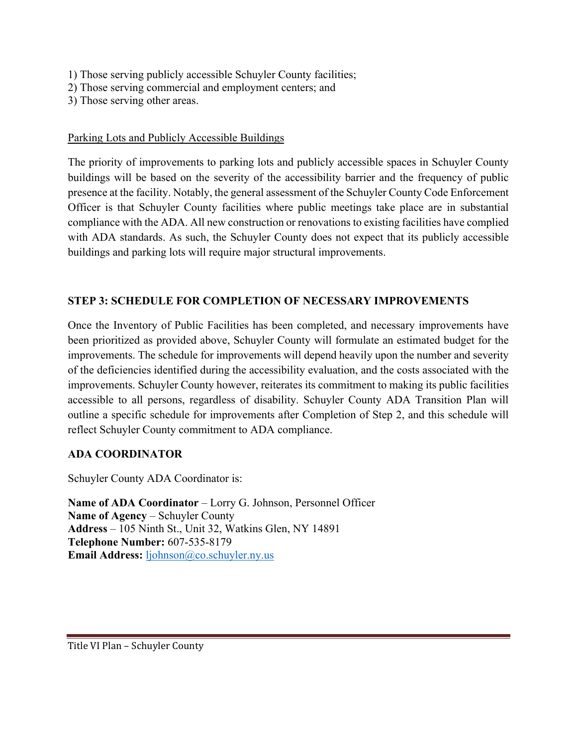1) Those serving publicly accessible Schuyler County facilities;
2) Those serving commercial and employment centers; and
3) Those serving other areas.

Parking Lots and Publicly Accessible Buildings

The priority of improvements to parking lots and publicly accessible spaces in Schuyler County buildings will be based on the severity of the accessibility barrier and the frequency of public presence at the facility. Notably, the general assessment of the Schuyler County Code Enforcement Officer is that Schuyler County facilities where public meetings take place are in substantial compliance with the ADA. All new construction or renovations to existing facilities have complied with ADA standards. As such, the Schuyler County does not expect that its publicly accessible buildings and parking lots will require major structural improvements.

## STEP 3: SCHEDULE FOR COMPLETION OF NECESSARY IMPROVEMENTS

Once the Inventory of Public Facilities has been completed, and necessary improvements have been prioritized as provided above, Schuyler County will formulate an estimated budget for the improvements. The schedule for improvements will depend heavily upon the number and severity of the deficiencies identified during the accessibility evaluation, and the costs associated with the improvements. Schuyler County however, reiterates its commitment to making its public facilities accessible to all persons, regardless of disability. Schuyler County ADA Transition Plan will outline a specific schedule for improvements after Completion of Step 2, and this schedule will reflect Schuyler County commitment to ADA compliance.

## ADA COORDINATOR

Schuyler County ADA Coordinator is:

**Name of ADA Coordinator** – Lorry G. Johnson, Personnel Officer
**Name of Agency** – Schuyler County
**Address** – 105 Ninth St., Unit 32, Watkins Glen, NY 14891
**Telephone Number:** 607-535-8179
**Email Address:** ljohnson@co.schuyler.ny.us